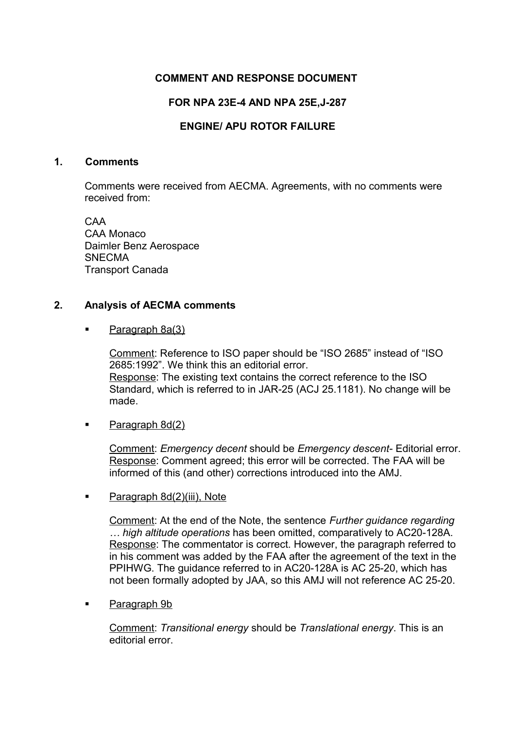**COMMENT AND RESPONSE DOCUMENT**

**FOR NPA 23E-4 AND NPA 25E,J-287**

**ENGINE/ APU ROTOR FAILURE**

## 1. Comments

Comments were received from AECMA. Agreements, with no comments were received from:

CAA
CAA Monaco
Daimler Benz Aerospace
SNECMA
Transport Canada

## 2. Analysis of AECMA comments

- <u>Paragraph 8a(3)</u>

  <u>Comment</u>: Reference to ISO paper should be “ISO 2685” instead of “ISO 2685:1992”. We think this an editorial error.
  <u>Response</u>: The existing text contains the correct reference to the ISO Standard, which is referred to in JAR-25 (ACJ 25.1181). No change will be made.

- <u>Paragraph 8d(2)</u>

  <u>Comment</u>: *Emergency decent* should be *Emergency descent*- Editorial error.
  <u>Response</u>: Comment agreed; this error will be corrected. The FAA will be informed of this (and other) corrections introduced into the AMJ.

- <u>Paragraph 8d(2)(iii), Note</u>

  <u>Comment</u>: At the end of the Note, the sentence *Further guidance regarding … high altitude operations* has been omitted, comparatively to AC20-128A.
  <u>Response</u>: The commentator is correct. However, the paragraph referred to in his comment was added by the FAA after the agreement of the text in the PPIHWG. The guidance referred to in AC20-128A is AC 25-20, which has not been formally adopted by JAA, so this AMJ will not reference AC 25-20.

- <u>Paragraph 9b</u>

  <u>Comment</u>: *Transitional energy* should be *Translational energy*. This is an editorial error.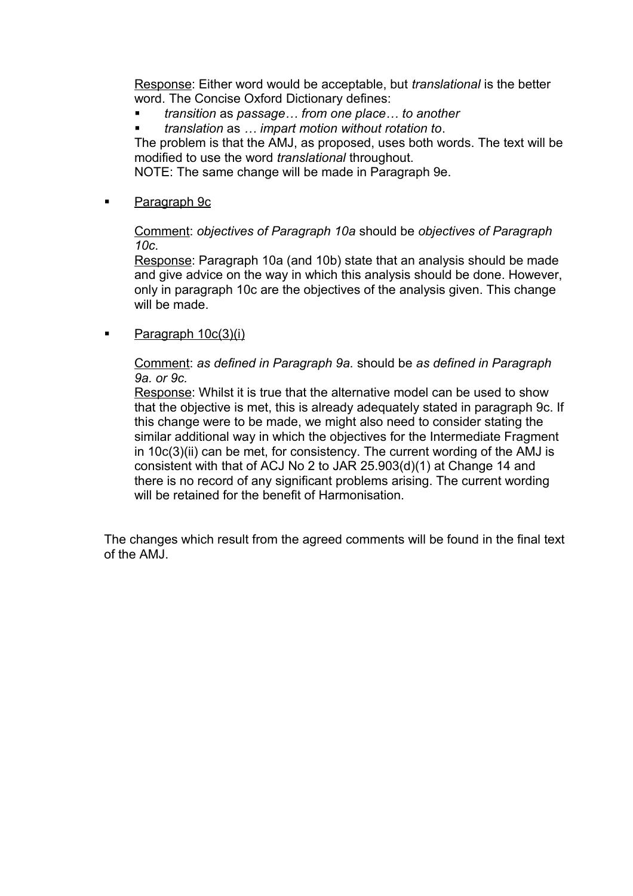Response: Either word would be acceptable, but *translational* is the better word. The Concise Oxford Dictionary defines:

- *transition* as *passage… from one place… to another*
- *translation* as *… impart motion without rotation to*.

The problem is that the AMJ, as proposed, uses both words. The text will be modified to use the word *translational* throughout.
NOTE: The same change will be made in Paragraph 9e.

- Paragraph 9c

  Comment: *objectives of Paragraph 10a* should be *objectives of Paragraph 10c*.
  Response: Paragraph 10a (and 10b) state that an analysis should be made and give advice on the way in which this analysis should be done. However, only in paragraph 10c are the objectives of the analysis given. This change will be made.

- Paragraph 10c(3)(i)

  Comment: *as defined in Paragraph 9a.* should be *as defined in Paragraph 9a. or 9c.*
  Response: Whilst it is true that the alternative model can be used to show that the objective is met, this is already adequately stated in paragraph 9c. If this change were to be made, we might also need to consider stating the similar additional way in which the objectives for the Intermediate Fragment in 10c(3)(ii) can be met, for consistency. The current wording of the AMJ is consistent with that of ACJ No 2 to JAR 25.903(d)(1) at Change 14 and there is no record of any significant problems arising. The current wording will be retained for the benefit of Harmonisation.

The changes which result from the agreed comments will be found in the final text of the AMJ.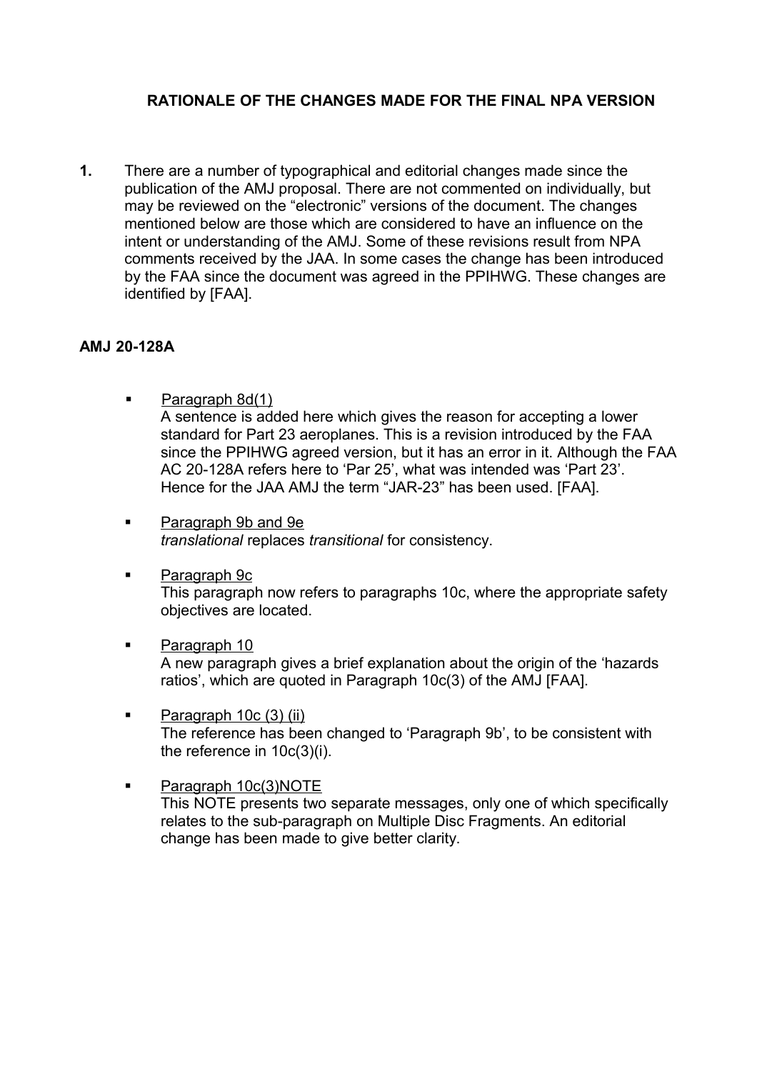## RATIONALE OF THE CHANGES MADE FOR THE FINAL NPA VERSION

**1.** There are a number of typographical and editorial changes made since the publication of the AMJ proposal. There are not commented on individually, but may be reviewed on the "electronic" versions of the document. The changes mentioned below are those which are considered to have an influence on the intent or understanding of the AMJ. Some of these revisions result from NPA comments received by the JAA. In some cases the change has been introduced by the FAA since the document was agreed in the PPIHWG. These changes are identified by [FAA].

### AMJ 20-128A

- Paragraph 8d(1)
  A sentence is added here which gives the reason for accepting a lower standard for Part 23 aeroplanes. This is a revision introduced by the FAA since the PPIHWG agreed version, but it has an error in it. Although the FAA AC 20-128A refers here to 'Par 25', what was intended was 'Part 23'. Hence for the JAA AMJ the term "JAR-23" has been used. [FAA].

- Paragraph 9b and 9e
  *translational* replaces *transitional* for consistency.

- Paragraph 9c
  This paragraph now refers to paragraphs 10c, where the appropriate safety objectives are located.

- Paragraph 10
  A new paragraph gives a brief explanation about the origin of the 'hazards ratios', which are quoted in Paragraph 10c(3) of the AMJ [FAA].

- Paragraph 10c (3) (ii)
  The reference has been changed to 'Paragraph 9b', to be consistent with the reference in 10c(3)(i).

- Paragraph 10c(3)NOTE
  This NOTE presents two separate messages, only one of which specifically relates to the sub-paragraph on Multiple Disc Fragments. An editorial change has been made to give better clarity.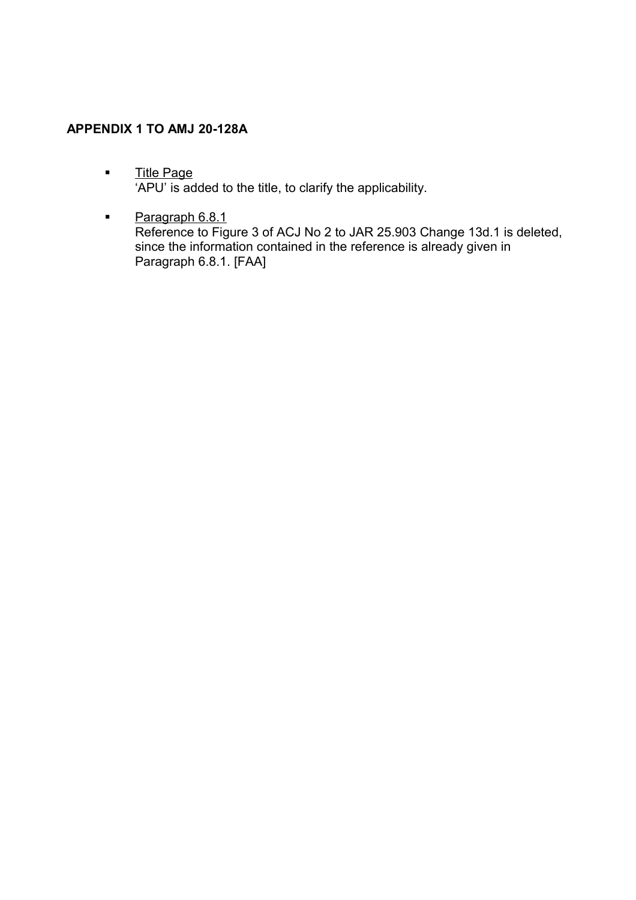**APPENDIX 1 TO AMJ 20-128A**

- <u>Title Page</u>
  'APU' is added to the title, to clarify the applicability.

- <u>Paragraph 6.8.1</u>
  Reference to Figure 3 of ACJ No 2 to JAR 25.903 Change 13d.1 is deleted, since the information contained in the reference is already given in Paragraph 6.8.1. [FAA]